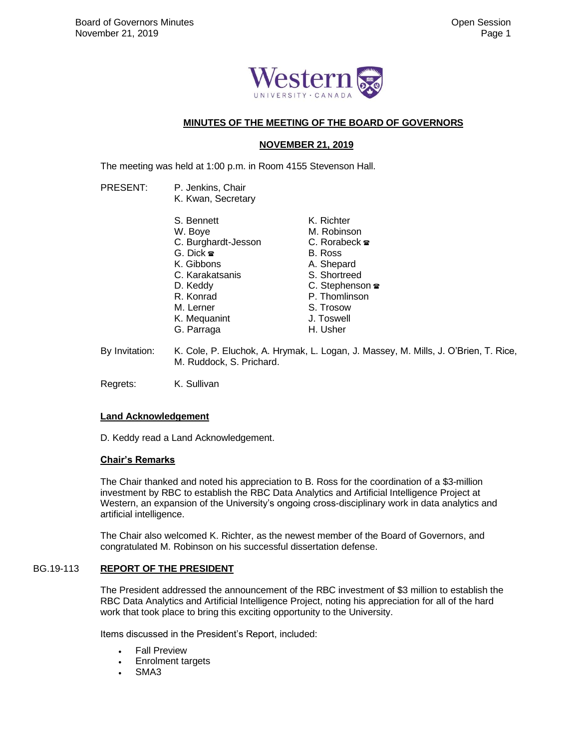## MINUTES OF THE MEETING OF THE BOARD OF GOVERNORS

## NOVEMBER 21, 2019

The meeting was held at 1:00 p.m. in Room 4155 Stevenson Hall.

PRESENT: P. Jenkins, Chair
K. Kwan, Secretary

S. Bennett
W. Boye
C. Burghardt-Jesson
G. Dick ☎
K. Gibbons
C. Karakatsanis
D. Keddy
R. Konrad
M. Lerner
K. Mequanint
G. Parraga
K. Richter
M. Robinson
C. Rorabeck ☎
B. Ross
A. Shepard
S. Shortreed
C. Stephenson ☎
P. Thomlinson
S. Trosow
J. Toswell
H. Usher

By Invitation: K. Cole, P. Eluchok, A. Hrymak, L. Logan, J. Massey, M. Mills, J. O'Brien, T. Rice, M. Ruddock, S. Prichard.

Regrets: K. Sullivan

### Land Acknowledgement

D. Keddy read a Land Acknowledgement.

### Chair's Remarks

The Chair thanked and noted his appreciation to B. Ross for the coordination of a $3-million investment by RBC to establish the RBC Data Analytics and Artificial Intelligence Project at Western, an expansion of the University's ongoing cross-disciplinary work in data analytics and artificial intelligence.

The Chair also welcomed K. Richter, as the newest member of the Board of Governors, and congratulated M. Robinson on his successful dissertation defense.

### BG.19-113 REPORT OF THE PRESIDENT

The President addressed the announcement of the RBC investment of $3 million to establish the RBC Data Analytics and Artificial Intelligence Project, noting his appreciation for all of the hard work that took place to bring this exciting opportunity to the University.

Items discussed in the President's Report, included:

- Fall Preview
- Enrolment targets
- SMA3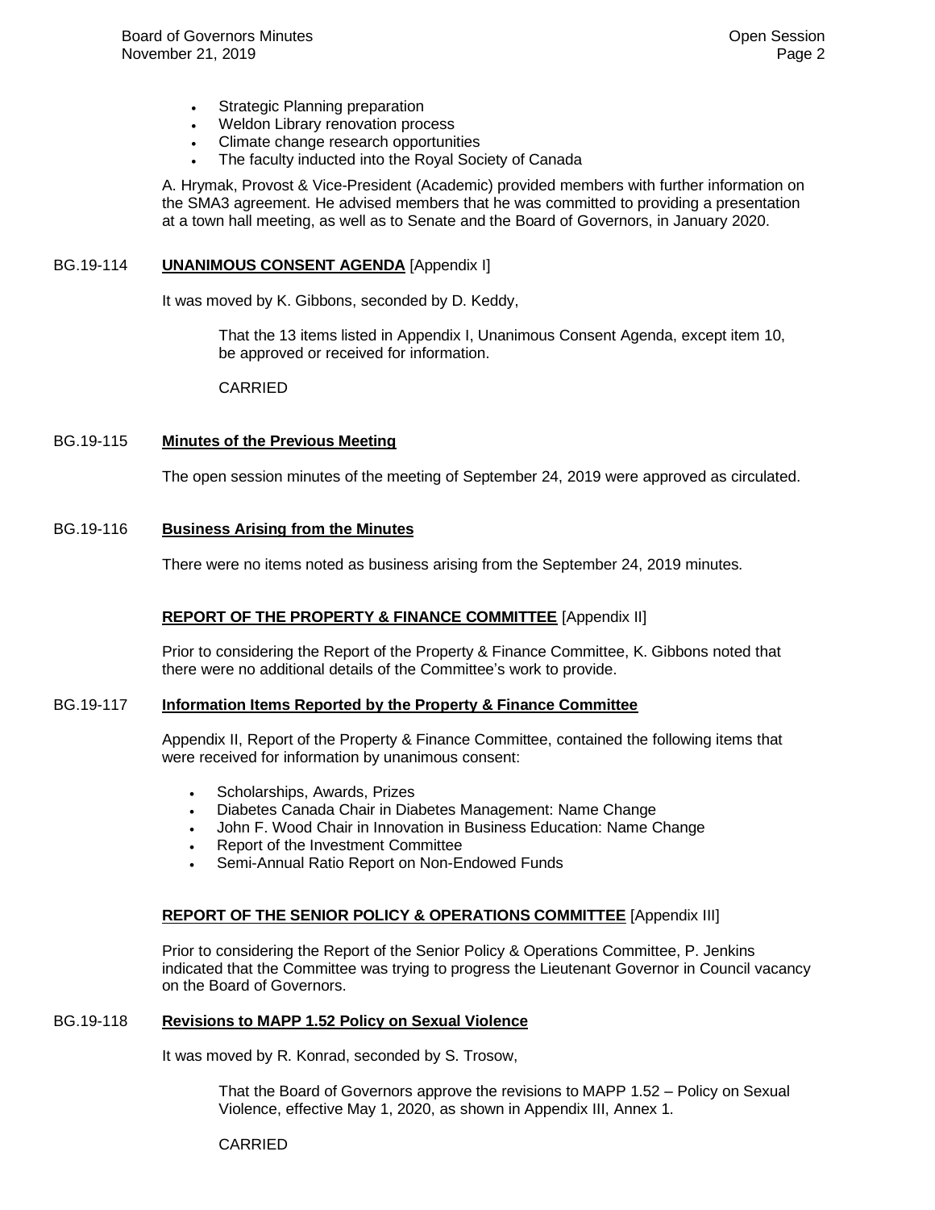- Strategic Planning preparation
- Weldon Library renovation process
- Climate change research opportunities
- The faculty inducted into the Royal Society of Canada

A. Hrymak, Provost & Vice-President (Academic) provided members with further information on the SMA3 agreement. He advised members that he was committed to providing a presentation at a town hall meeting, as well as to Senate and the Board of Governors, in January 2020.

BG.19-114 **UNANIMOUS CONSENT AGENDA** [Appendix I]

It was moved by K. Gibbons, seconded by D. Keddy,

> That the 13 items listed in Appendix I, Unanimous Consent Agenda, except item 10, be approved or received for information.
>
> CARRIED

BG.19-115 **Minutes of the Previous Meeting**

The open session minutes of the meeting of September 24, 2019 were approved as circulated.

BG.19-116 **Business Arising from the Minutes**

There were no items noted as business arising from the September 24, 2019 minutes.

**REPORT OF THE PROPERTY & FINANCE COMMITTEE** [Appendix II]

Prior to considering the Report of the Property & Finance Committee, K. Gibbons noted that there were no additional details of the Committee's work to provide.

BG.19-117 **Information Items Reported by the Property & Finance Committee**

Appendix II, Report of the Property & Finance Committee, contained the following items that were received for information by unanimous consent:

- Scholarships, Awards, Prizes
- Diabetes Canada Chair in Diabetes Management: Name Change
- John F. Wood Chair in Innovation in Business Education: Name Change
- Report of the Investment Committee
- Semi-Annual Ratio Report on Non-Endowed Funds

**REPORT OF THE SENIOR POLICY & OPERATIONS COMMITTEE** [Appendix III]

Prior to considering the Report of the Senior Policy & Operations Committee, P. Jenkins indicated that the Committee was trying to progress the Lieutenant Governor in Council vacancy on the Board of Governors.

BG.19-118 **Revisions to MAPP 1.52 Policy on Sexual Violence**

It was moved by R. Konrad, seconded by S. Trosow,

> That the Board of Governors approve the revisions to MAPP 1.52 – Policy on Sexual Violence, effective May 1, 2020, as shown in Appendix III, Annex 1.
>
> CARRIED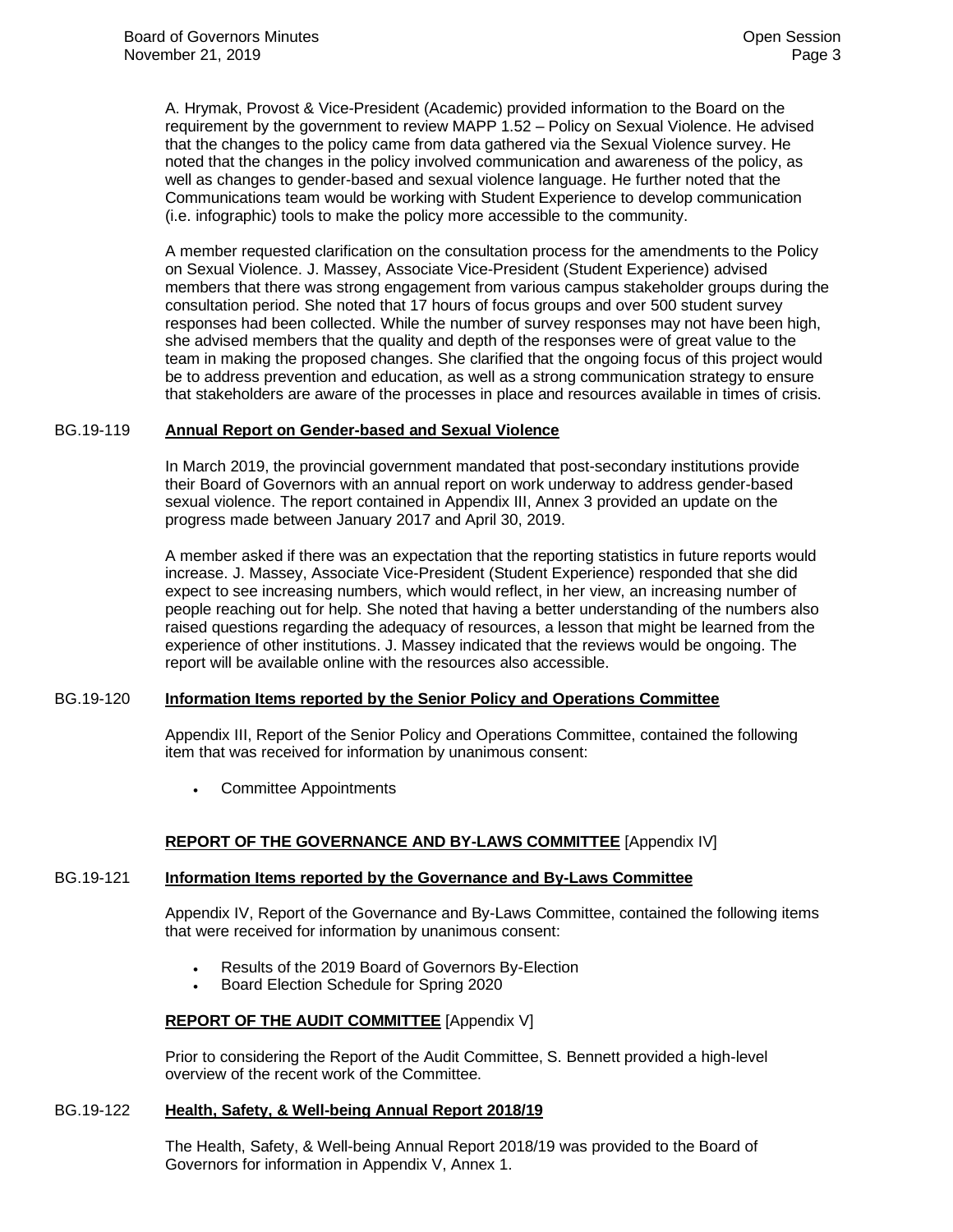A. Hrymak, Provost & Vice-President (Academic) provided information to the Board on the requirement by the government to review MAPP 1.52 – Policy on Sexual Violence. He advised that the changes to the policy came from data gathered via the Sexual Violence survey. He noted that the changes in the policy involved communication and awareness of the policy, as well as changes to gender-based and sexual violence language. He further noted that the Communications team would be working with Student Experience to develop communication (i.e. infographic) tools to make the policy more accessible to the community.

A member requested clarification on the consultation process for the amendments to the Policy on Sexual Violence. J. Massey, Associate Vice-President (Student Experience) advised members that there was strong engagement from various campus stakeholder groups during the consultation period. She noted that 17 hours of focus groups and over 500 student survey responses had been collected. While the number of survey responses may not have been high, she advised members that the quality and depth of the responses were of great value to the team in making the proposed changes. She clarified that the ongoing focus of this project would be to address prevention and education, as well as a strong communication strategy to ensure that stakeholders are aware of the processes in place and resources available in times of crisis.

BG.19-119 **Annual Report on Gender-based and Sexual Violence**

In March 2019, the provincial government mandated that post-secondary institutions provide their Board of Governors with an annual report on work underway to address gender-based sexual violence. The report contained in Appendix III, Annex 3 provided an update on the progress made between January 2017 and April 30, 2019.

A member asked if there was an expectation that the reporting statistics in future reports would increase. J. Massey, Associate Vice-President (Student Experience) responded that she did expect to see increasing numbers, which would reflect, in her view, an increasing number of people reaching out for help. She noted that having a better understanding of the numbers also raised questions regarding the adequacy of resources, a lesson that might be learned from the experience of other institutions. J. Massey indicated that the reviews would be ongoing. The report will be available online with the resources also accessible.

BG.19-120 **Information Items reported by the Senior Policy and Operations Committee**

Appendix III, Report of the Senior Policy and Operations Committee, contained the following item that was received for information by unanimous consent:

- Committee Appointments

**REPORT OF THE GOVERNANCE AND BY-LAWS COMMITTEE** [Appendix IV]

BG.19-121 **Information Items reported by the Governance and By-Laws Committee**

Appendix IV, Report of the Governance and By-Laws Committee, contained the following items that were received for information by unanimous consent:

- Results of the 2019 Board of Governors By-Election
- Board Election Schedule for Spring 2020

**REPORT OF THE AUDIT COMMITTEE** [Appendix V]

Prior to considering the Report of the Audit Committee, S. Bennett provided a high-level overview of the recent work of the Committee.

BG.19-122 **Health, Safety, & Well-being Annual Report 2018/19**

The Health, Safety, & Well-being Annual Report 2018/19 was provided to the Board of Governors for information in Appendix V, Annex 1.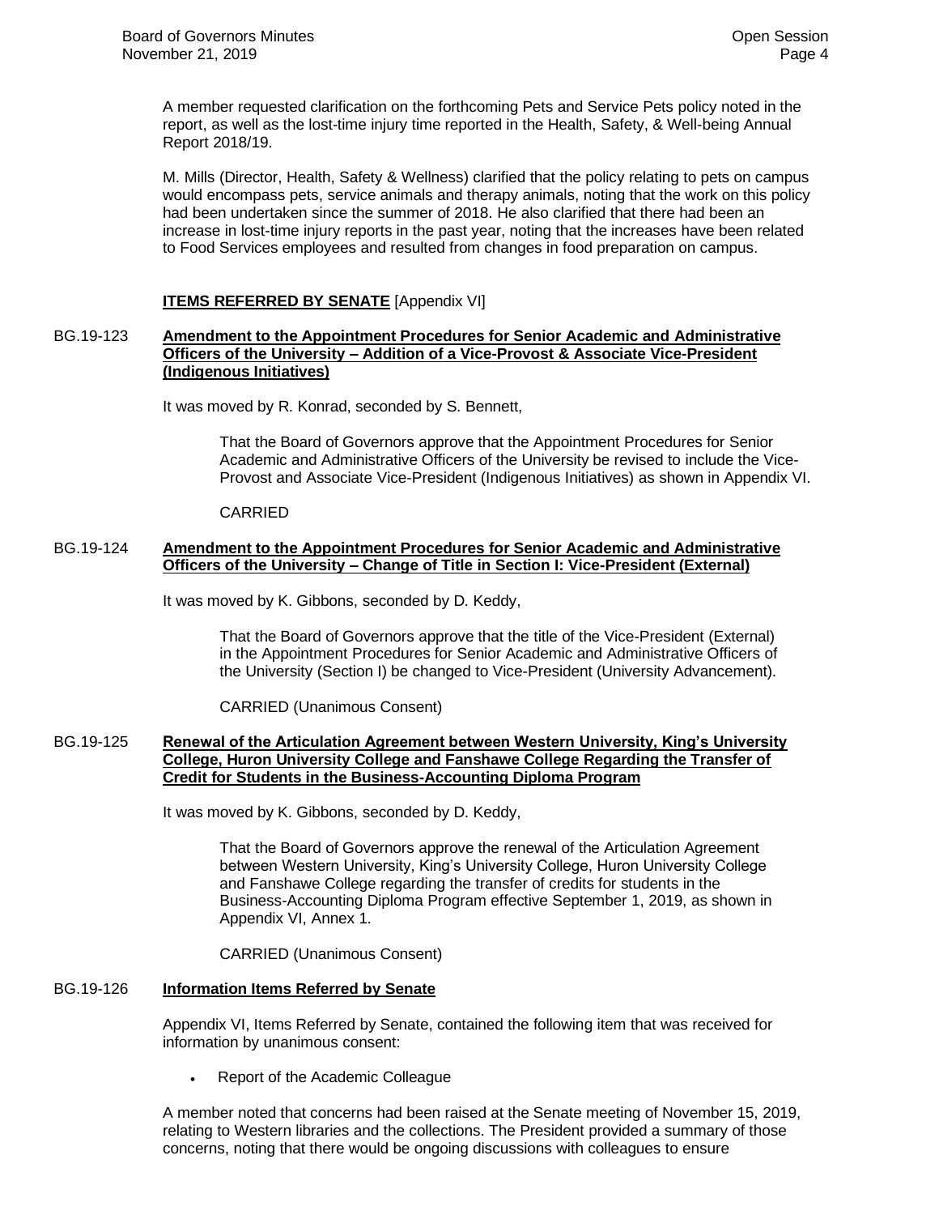A member requested clarification on the forthcoming Pets and Service Pets policy noted in the report, as well as the lost-time injury time reported in the Health, Safety, & Well-being Annual Report 2018/19.

M. Mills (Director, Health, Safety & Wellness) clarified that the policy relating to pets on campus would encompass pets, service animals and therapy animals, noting that the work on this policy had been undertaken since the summer of 2018. He also clarified that there had been an increase in lost-time injury reports in the past year, noting that the increases have been related to Food Services employees and resulted from changes in food preparation on campus.

**ITEMS REFERRED BY SENATE** [Appendix VI]

BG.19-123 **Amendment to the Appointment Procedures for Senior Academic and Administrative Officers of the University – Addition of a Vice-Provost & Associate Vice-President (Indigenous Initiatives)**

It was moved by R. Konrad, seconded by S. Bennett,

> That the Board of Governors approve that the Appointment Procedures for Senior Academic and Administrative Officers of the University be revised to include the Vice-Provost and Associate Vice-President (Indigenous Initiatives) as shown in Appendix VI.
>
> CARRIED

BG.19-124 **Amendment to the Appointment Procedures for Senior Academic and Administrative Officers of the University – Change of Title in Section I: Vice-President (External)**

It was moved by K. Gibbons, seconded by D. Keddy,

> That the Board of Governors approve that the title of the Vice-President (External) in the Appointment Procedures for Senior Academic and Administrative Officers of the University (Section I) be changed to Vice-President (University Advancement).
>
> CARRIED (Unanimous Consent)

BG.19-125 **Renewal of the Articulation Agreement between Western University, King's University College, Huron University College and Fanshawe College Regarding the Transfer of Credit for Students in the Business-Accounting Diploma Program**

It was moved by K. Gibbons, seconded by D. Keddy,

> That the Board of Governors approve the renewal of the Articulation Agreement between Western University, King's University College, Huron University College and Fanshawe College regarding the transfer of credits for students in the Business-Accounting Diploma Program effective September 1, 2019, as shown in Appendix VI, Annex 1.
>
> CARRIED (Unanimous Consent)

BG.19-126 **Information Items Referred by Senate**

Appendix VI, Items Referred by Senate, contained the following item that was received for information by unanimous consent:

- Report of the Academic Colleague

A member noted that concerns had been raised at the Senate meeting of November 15, 2019, relating to Western libraries and the collections. The President provided a summary of those concerns, noting that there would be ongoing discussions with colleagues to ensure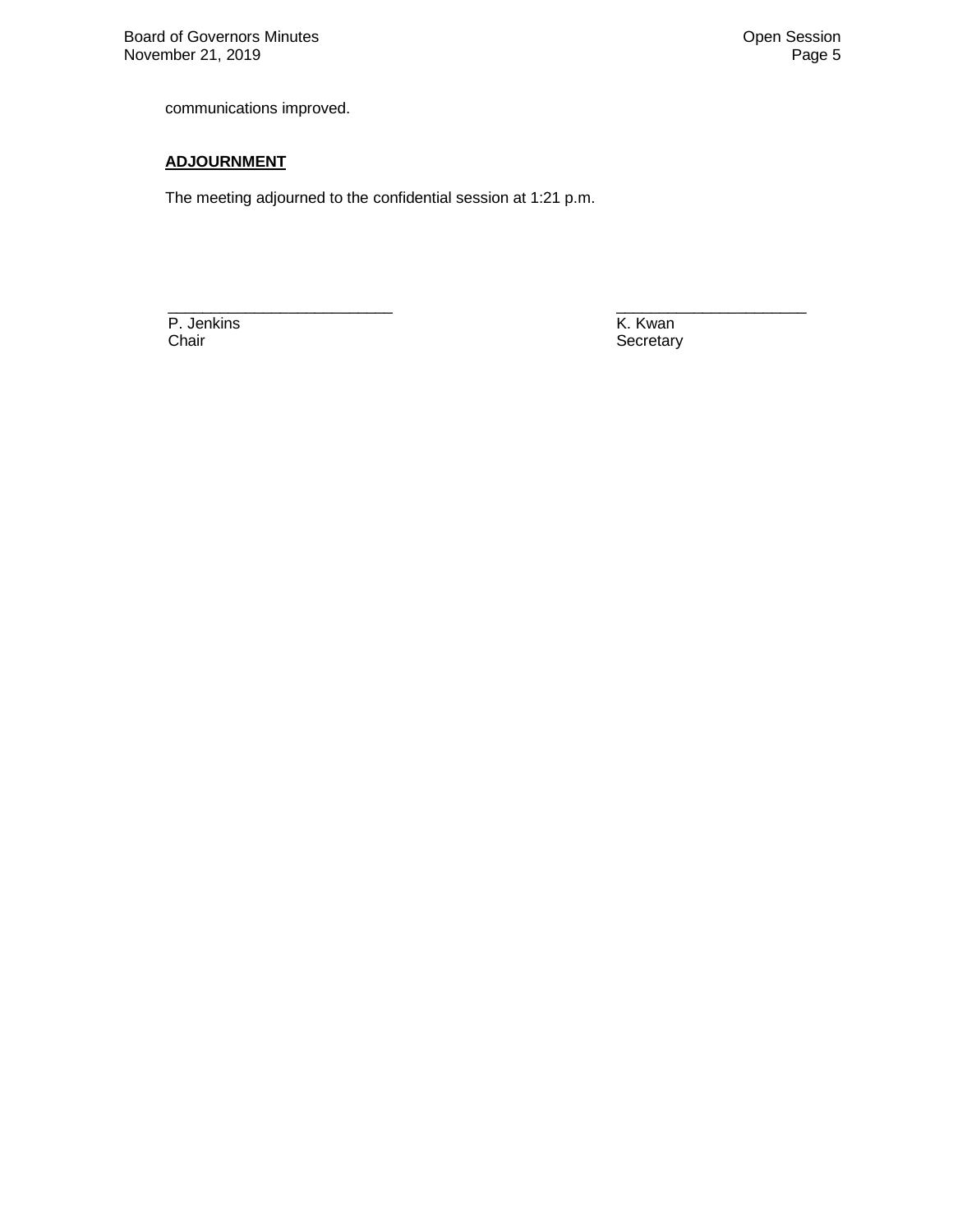communications improved.

**ADJOURNMENT**

The meeting adjourned to the confidential session at 1:21 p.m.

| | |
|---|---|
| ___________________________ | _______________________ |
| P. Jenkins | K. Kwan |
| Chair | Secretary |